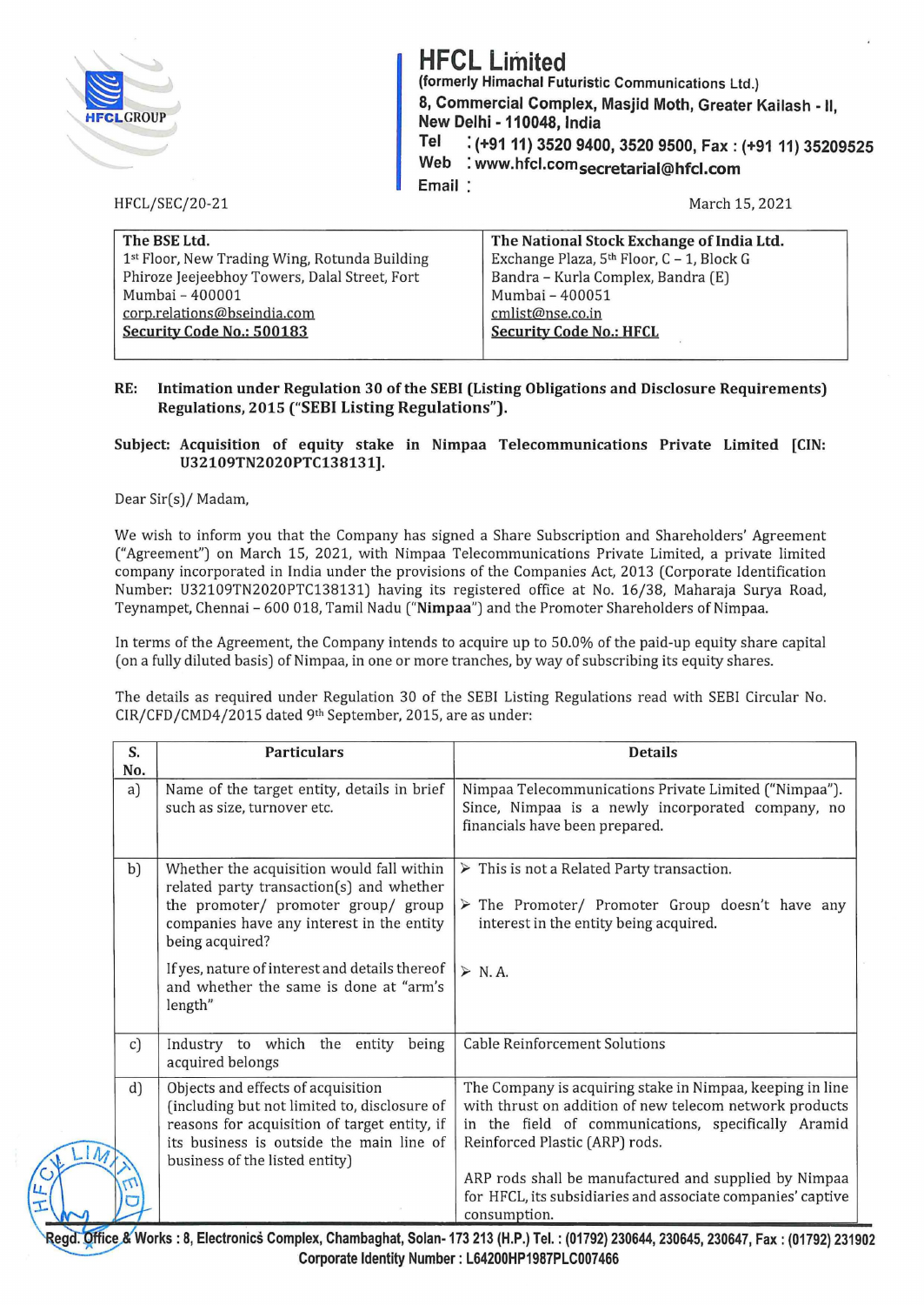# HFCL Limited

**(formerly Himachal Futuristic Communications Ltd.)**
**8, Commercial Complex, Masjid Moth, Greater Kailash - II, New Delhi - 110048, India**
**Tel : (+91 11) 3520 9400, 3520 9500, Fax : (+91 11) 35209525**
**Web : www.hfcl.com**
**Email : secretarial@hfcl.com**

HFCL/SEC/20-21

March 15, 2021

| The BSE Ltd. | The National Stock Exchange of India Ltd. |
|---|---|
| 1st Floor, New Trading Wing, Rotunda Building<br>Phiroze Jeejeebhoy Towers, Dalal Street, Fort<br>Mumbai – 400001<br>corp.relations@bseindia.com<br>**Security Code No.: 500183** | Exchange Plaza, 5th Floor, C – 1, Block G<br>Bandra – Kurla Complex, Bandra (E)<br>Mumbai – 400051<br>cmlist@nse.co.in<br>**Security Code No.: HFCL** |

**RE: Intimation under Regulation 30 of the SEBI (Listing Obligations and Disclosure Requirements) Regulations, 2015 ("SEBI Listing Regulations").**

**Subject: Acquisition of equity stake in Nimpaa Telecommunications Private Limited [CIN: U32109TN2020PTC138131].**

Dear Sir(s)/ Madam,

We wish to inform you that the Company has signed a Share Subscription and Shareholders' Agreement ("Agreement") on March 15, 2021, with Nimpaa Telecommunications Private Limited, a private limited company incorporated in India under the provisions of the Companies Act, 2013 (Corporate Identification Number: U32109TN2020PTC138131) having its registered office at No. 16/38, Maharaja Surya Road, Teynampet, Chennai – 600 018, Tamil Nadu ("**Nimpaa**") and the Promoter Shareholders of Nimpaa.

In terms of the Agreement, the Company intends to acquire up to 50.0% of the paid-up equity share capital (on a fully diluted basis) of Nimpaa, in one or more tranches, by way of subscribing its equity shares.

The details as required under Regulation 30 of the SEBI Listing Regulations read with SEBI Circular No. CIR/CFD/CMD4/2015 dated 9th September, 2015, are as under:

| S. No. | Particulars | Details |
|---|---|---|
| a) | Name of the target entity, details in brief such as size, turnover etc. | Nimpaa Telecommunications Private Limited ("Nimpaa"). Since, Nimpaa is a newly incorporated company, no financials have been prepared. |
| b) | Whether the acquisition would fall within related party transaction(s) and whether the promoter/ promoter group/ group companies have any interest in the entity being acquired?<br><br>If yes, nature of interest and details thereof and whether the same is done at "arm's length" | ➢ This is not a Related Party transaction.<br><br>➢ The Promoter/ Promoter Group doesn't have any interest in the entity being acquired.<br><br>➢ N. A. |
| c) | Industry to which the entity being acquired belongs | Cable Reinforcement Solutions |
| d) | Objects and effects of acquisition (including but not limited to, disclosure of reasons for acquisition of target entity, if its business is outside the main line of business of the listed entity) | The Company is acquiring stake in Nimpaa, keeping in line with thrust on addition of new telecom network products in the field of communications, specifically Aramid Reinforced Plastic (ARP) rods.<br><br>ARP rods shall be manufactured and supplied by Nimpaa for HFCL, its subsidiaries and associate companies' captive consumption. |

**Regd. Office & Works : 8, Electronics Complex, Chambaghat, Solan- 173 213 (H.P.) Tel. : (01792) 230644, 230645, 230647, Fax : (01792) 231902**
**Corporate Identity Number : L64200HP1987PLC007466**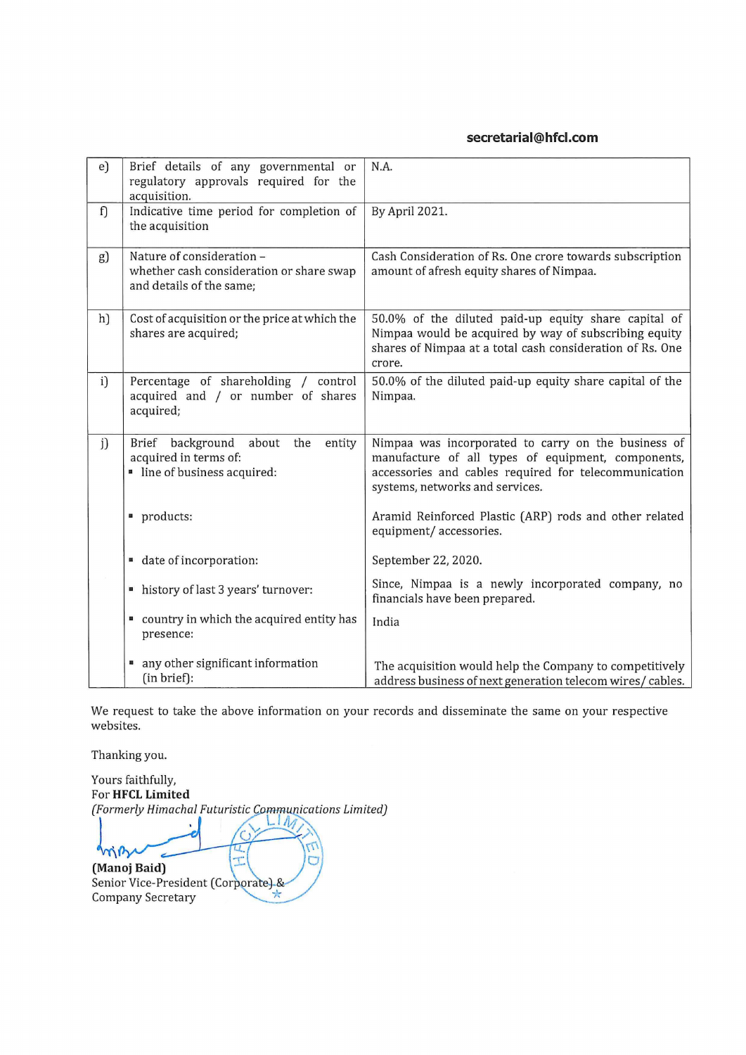secretarial@hfcl.com

| | | |
|---|---|---|
| e) | Brief details of any governmental or regulatory approvals required for the acquisition. | N.A. |
| f) | Indicative time period for completion of the acquisition | By April 2021. |
| g) | Nature of consideration – whether cash consideration or share swap and details of the same; | Cash Consideration of Rs. One crore towards subscription amount of afresh equity shares of Nimpaa. |
| h) | Cost of acquisition or the price at which the shares are acquired; | 50.0% of the diluted paid-up equity share capital of Nimpaa would be acquired by way of subscribing equity shares of Nimpaa at a total cash consideration of Rs. One crore. |
| i) | Percentage of shareholding / control acquired and / or number of shares acquired; | 50.0% of the diluted paid-up equity share capital of the Nimpaa. |
| j) | Brief background about the entity acquired in terms of:<br>▪ line of business acquired: | Nimpaa was incorporated to carry on the business of manufacture of all types of equipment, components, accessories and cables required for telecommunication systems, networks and services. |
| | ▪ products: | Aramid Reinforced Plastic (ARP) rods and other related equipment/ accessories. |
| | ▪ date of incorporation: | September 22, 2020. |
| | ▪ history of last 3 years' turnover: | Since, Nimpaa is a newly incorporated company, no financials have been prepared. |
| | ▪ country in which the acquired entity has presence: | India |
| | ▪ any other significant information (in brief): | The acquisition would help the Company to competitively address business of next generation telecom wires/ cables. |

We request to take the above information on your records and disseminate the same on your respective websites.

Thanking you.

Yours faithfully,
For **HFCL Limited**
*(Formerly Himachal Futuristic Communications Limited)*

**(Manoj Baid)**
Senior Vice-President (Corporate) &
Company Secretary